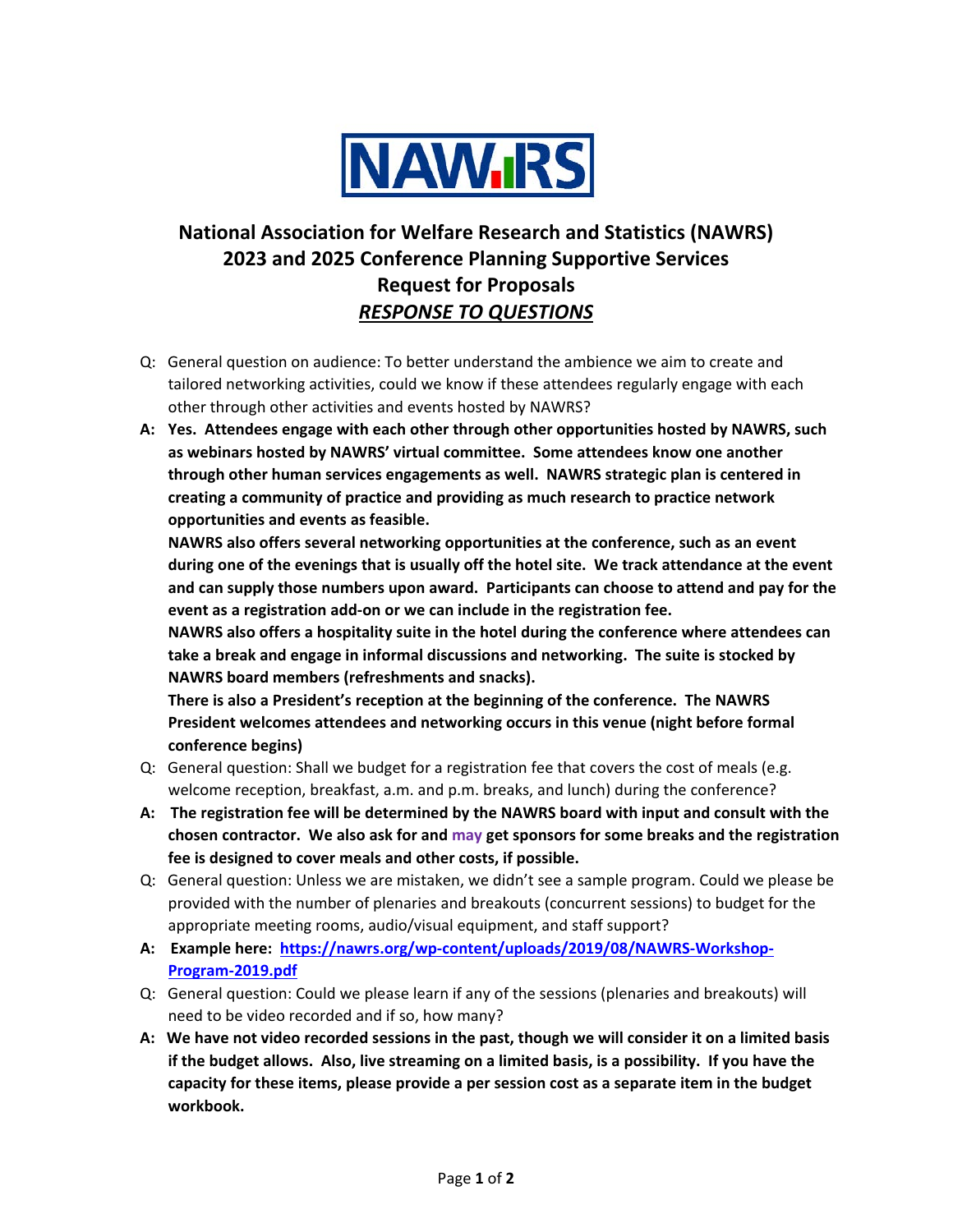NAWRS

# National Association for Welfare Research and Statistics (NAWRS) 2023 and 2025 Conference Planning Supportive Services Request for Proposals

## ***RESPONSE TO QUESTIONS***

Q: General question on audience: To better understand the ambience we aim to create and tailored networking activities, could we know if these attendees regularly engage with each other through other activities and events hosted by NAWRS?

**A: Yes. Attendees engage with each other through other opportunities hosted by NAWRS, such as webinars hosted by NAWRS' virtual committee. Some attendees know one another through other human services engagements as well. NAWRS strategic plan is centered in creating a community of practice and providing as much research to practice network opportunities and events as feasible.**

**NAWRS also offers several networking opportunities at the conference, such as an event during one of the evenings that is usually off the hotel site. We track attendance at the event and can supply those numbers upon award. Participants can choose to attend and pay for the event as a registration add-on or we can include in the registration fee.**

**NAWRS also offers a hospitality suite in the hotel during the conference where attendees can take a break and engage in informal discussions and networking. The suite is stocked by NAWRS board members (refreshments and snacks).**

**There is also a President's reception at the beginning of the conference. The NAWRS President welcomes attendees and networking occurs in this venue (night before formal conference begins)**

Q: General question: Shall we budget for a registration fee that covers the cost of meals (e.g. welcome reception, breakfast, a.m. and p.m. breaks, and lunch) during the conference?

**A: The registration fee will be determined by the NAWRS board with input and consult with the chosen contractor. We also ask for and may get sponsors for some breaks and the registration fee is designed to cover meals and other costs, if possible.**

Q: General question: Unless we are mistaken, we didn't see a sample program. Could we please be provided with the number of plenaries and breakouts (concurrent sessions) to budget for the appropriate meeting rooms, audio/visual equipment, and staff support?

**A: Example here: [https://nawrs.org/wp-content/uploads/2019/08/NAWRS-Workshop-Program-2019.pdf](https://nawrs.org/wp-content/uploads/2019/08/NAWRS-Workshop-Program-2019.pdf)**

Q: General question: Could we please learn if any of the sessions (plenaries and breakouts) will need to be video recorded and if so, how many?

**A: We have not video recorded sessions in the past, though we will consider it on a limited basis if the budget allows. Also, live streaming on a limited basis, is a possibility. If you have the capacity for these items, please provide a per session cost as a separate item in the budget workbook.**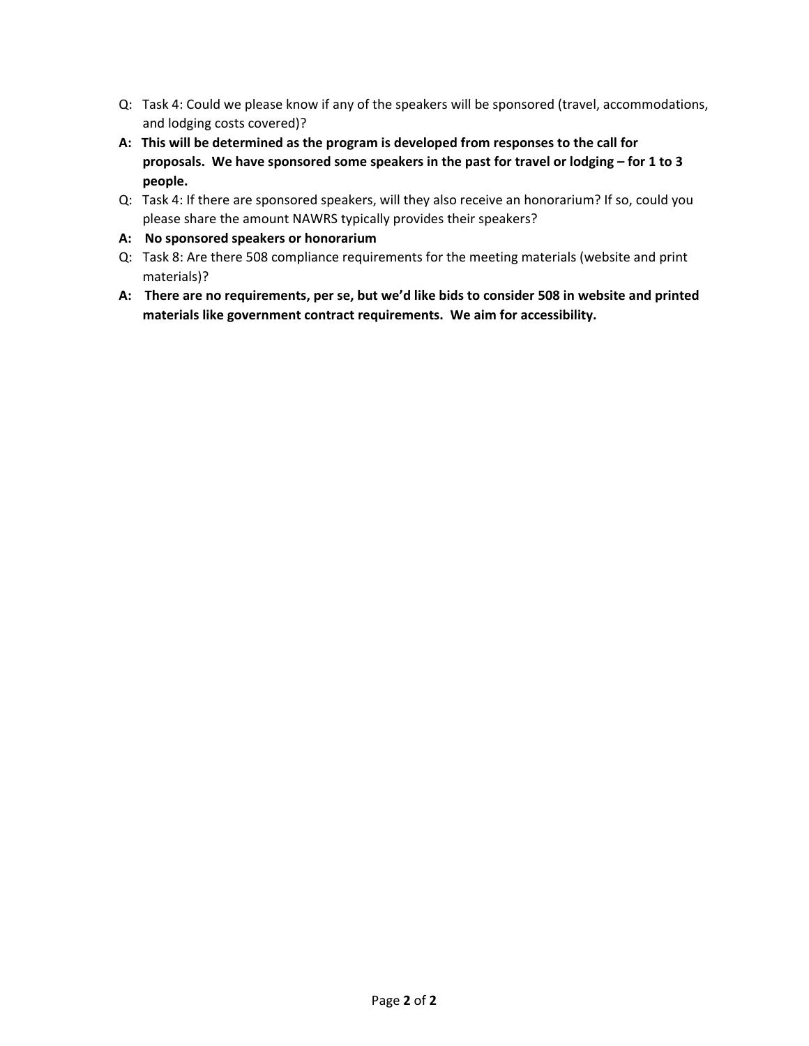Q: Task 4: Could we please know if any of the speakers will be sponsored (travel, accommodations, and lodging costs covered)?

**A: This will be determined as the program is developed from responses to the call for proposals. We have sponsored some speakers in the past for travel or lodging – for 1 to 3 people.**

Q: Task 4: If there are sponsored speakers, will they also receive an honorarium? If so, could you please share the amount NAWRS typically provides their speakers?

**A: No sponsored speakers or honorarium**

Q: Task 8: Are there 508 compliance requirements for the meeting materials (website and print materials)?

**A: There are no requirements, per se, but we'd like bids to consider 508 in website and printed materials like government contract requirements. We aim for accessibility.**